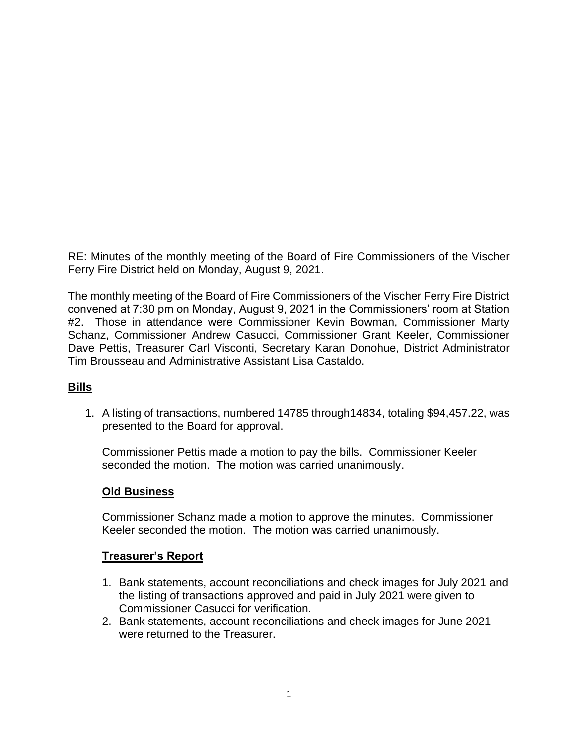RE: Minutes of the monthly meeting of the Board of Fire Commissioners of the Vischer Ferry Fire District held on Monday, August 9, 2021.

The monthly meeting of the Board of Fire Commissioners of the Vischer Ferry Fire District convened at 7:30 pm on Monday, August 9, 2021 in the Commissioners' room at Station #2. Those in attendance were Commissioner Kevin Bowman, Commissioner Marty Schanz, Commissioner Andrew Casucci, Commissioner Grant Keeler, Commissioner Dave Pettis, Treasurer Carl Visconti, Secretary Karan Donohue, District Administrator Tim Brousseau and Administrative Assistant Lisa Castaldo.

## Bills

1. A listing of transactions, numbered 14785 through14834, totaling $94,457.22, was presented to the Board for approval.

   Commissioner Pettis made a motion to pay the bills. Commissioner Keeler seconded the motion. The motion was carried unanimously.

## Old Business

Commissioner Schanz made a motion to approve the minutes. Commissioner Keeler seconded the motion. The motion was carried unanimously.

## Treasurer's Report

1. Bank statements, account reconciliations and check images for July 2021 and the listing of transactions approved and paid in July 2021 were given to Commissioner Casucci for verification.
2. Bank statements, account reconciliations and check images for June 2021 were returned to the Treasurer.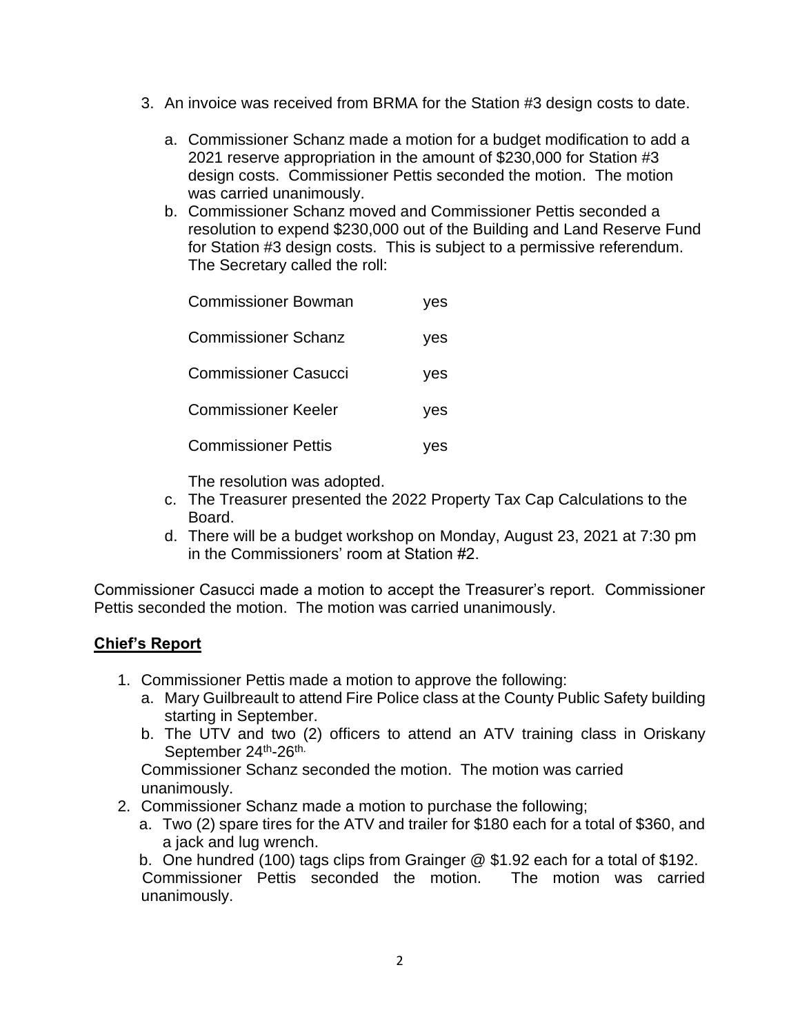3. An invoice was received from BRMA for the Station #3 design costs to date.

   a. Commissioner Schanz made a motion for a budget modification to add a 2021 reserve appropriation in the amount of $230,000 for Station #3 design costs. Commissioner Pettis seconded the motion. The motion was carried unanimously.

   b. Commissioner Schanz moved and Commissioner Pettis seconded a resolution to expend $230,000 out of the Building and Land Reserve Fund for Station #3 design costs. This is subject to a permissive referendum. The Secretary called the roll:

   | | |
   |---|---|
   | Commissioner Bowman | yes |
   | Commissioner Schanz | yes |
   | Commissioner Casucci | yes |
   | Commissioner Keeler | yes |
   | Commissioner Pettis | yes |

   The resolution was adopted.

   c. The Treasurer presented the 2022 Property Tax Cap Calculations to the Board.

   d. There will be a budget workshop on Monday, August 23, 2021 at 7:30 pm in the Commissioners' room at Station #2.

Commissioner Casucci made a motion to accept the Treasurer's report. Commissioner Pettis seconded the motion. The motion was carried unanimously.

## **Chief's Report**

1. Commissioner Pettis made a motion to approve the following:
   a. Mary Guilbreault to attend Fire Police class at the County Public Safety building starting in September.
   b. The UTV and two (2) officers to attend an ATV training class in Oriskany September 24th-26th.

   Commissioner Schanz seconded the motion. The motion was carried unanimously.

2. Commissioner Schanz made a motion to purchase the following;
   a. Two (2) spare tires for the ATV and trailer for $180 each for a total of $360, and a jack and lug wrench.
   b. One hundred (100) tags clips from Grainger @ $1.92 each for a total of $192.

   Commissioner Pettis seconded the motion. The motion was carried unanimously.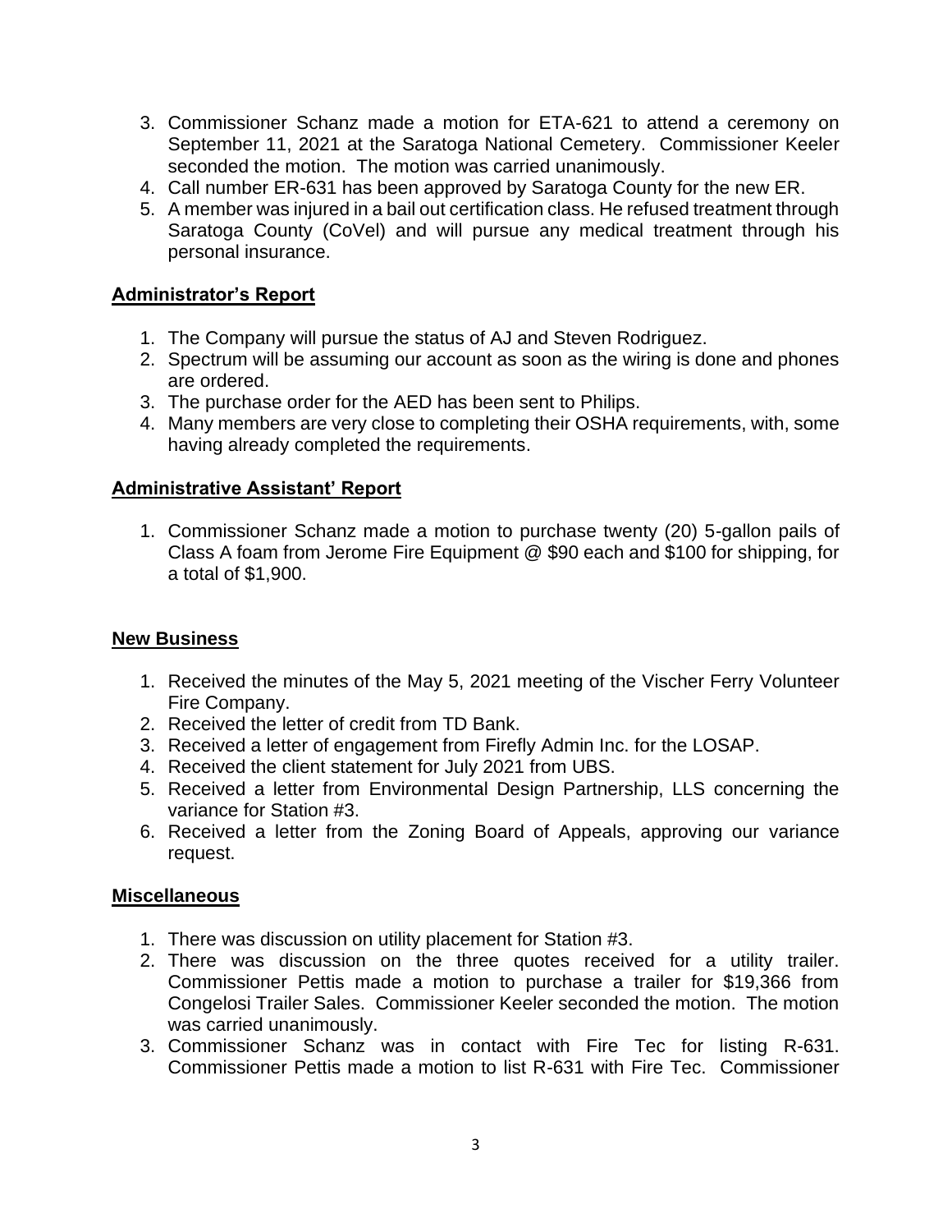3. Commissioner Schanz made a motion for ETA-621 to attend a ceremony on September 11, 2021 at the Saratoga National Cemetery. Commissioner Keeler seconded the motion. The motion was carried unanimously.
4. Call number ER-631 has been approved by Saratoga County for the new ER.
5. A member was injured in a bail out certification class. He refused treatment through Saratoga County (CoVel) and will pursue any medical treatment through his personal insurance.

## Administrator's Report

1. The Company will pursue the status of AJ and Steven Rodriguez.
2. Spectrum will be assuming our account as soon as the wiring is done and phones are ordered.
3. The purchase order for the AED has been sent to Philips.
4. Many members are very close to completing their OSHA requirements, with, some having already completed the requirements.

## Administrative Assistant' Report

1. Commissioner Schanz made a motion to purchase twenty (20) 5-gallon pails of Class A foam from Jerome Fire Equipment @ $90 each and $100 for shipping, for a total of $1,900.

## New Business

1. Received the minutes of the May 5, 2021 meeting of the Vischer Ferry Volunteer Fire Company.
2. Received the letter of credit from TD Bank.
3. Received a letter of engagement from Firefly Admin Inc. for the LOSAP.
4. Received the client statement for July 2021 from UBS.
5. Received a letter from Environmental Design Partnership, LLS concerning the variance for Station #3.
6. Received a letter from the Zoning Board of Appeals, approving our variance request.

## Miscellaneous

1. There was discussion on utility placement for Station #3.
2. There was discussion on the three quotes received for a utility trailer. Commissioner Pettis made a motion to purchase a trailer for $19,366 from Congelosi Trailer Sales. Commissioner Keeler seconded the motion. The motion was carried unanimously.
3. Commissioner Schanz was in contact with Fire Tec for listing R-631. Commissioner Pettis made a motion to list R-631 with Fire Tec. Commissioner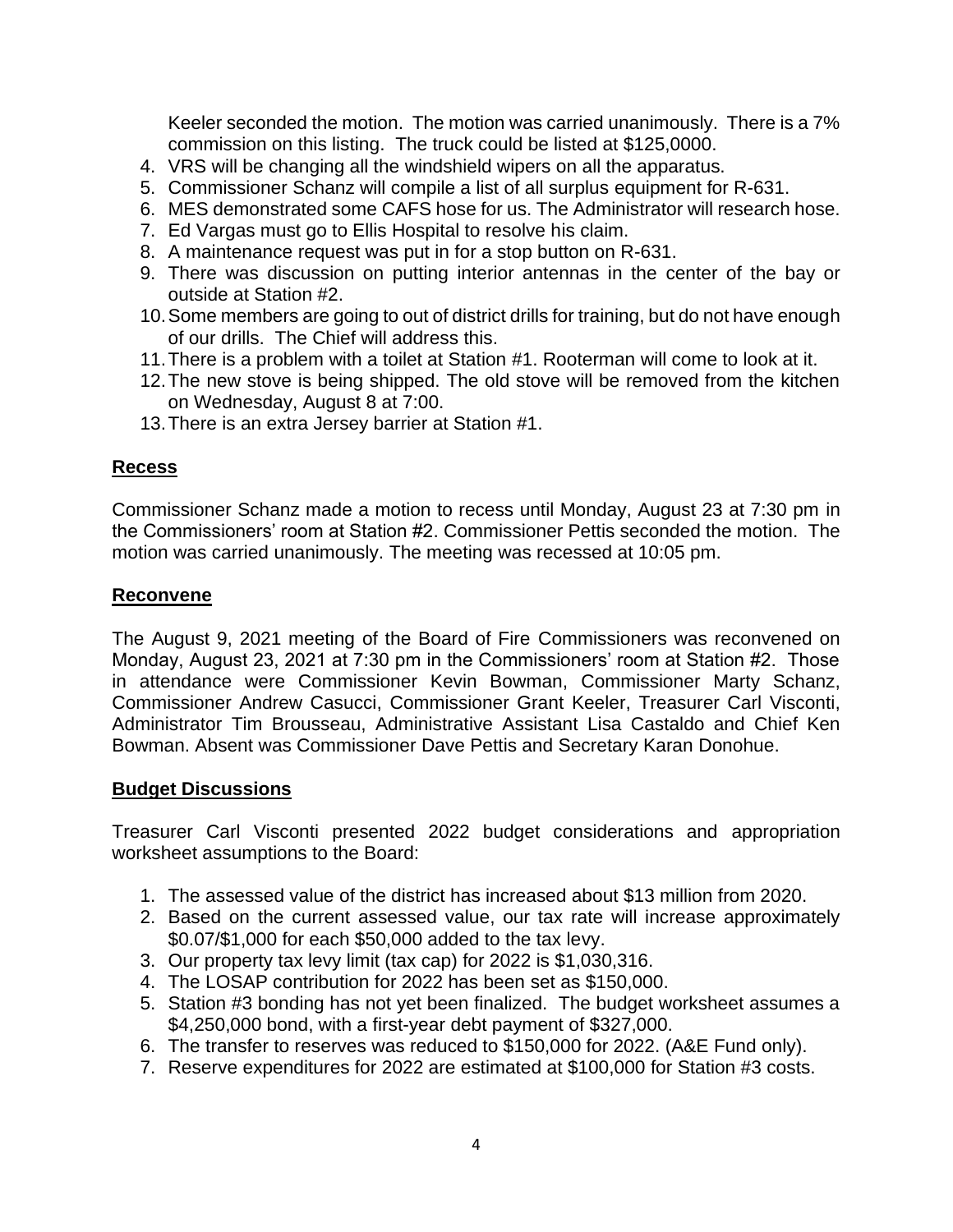Keeler seconded the motion. The motion was carried unanimously. There is a 7% commission on this listing. The truck could be listed at $125,0000.

4. VRS will be changing all the windshield wipers on all the apparatus.
5. Commissioner Schanz will compile a list of all surplus equipment for R-631.
6. MES demonstrated some CAFS hose for us. The Administrator will research hose.
7. Ed Vargas must go to Ellis Hospital to resolve his claim.
8. A maintenance request was put in for a stop button on R-631.
9. There was discussion on putting interior antennas in the center of the bay or outside at Station #2.
10. Some members are going to out of district drills for training, but do not have enough of our drills. The Chief will address this.
11. There is a problem with a toilet at Station #1. Rooterman will come to look at it.
12. The new stove is being shipped. The old stove will be removed from the kitchen on Wednesday, August 8 at 7:00.
13. There is an extra Jersey barrier at Station #1.

## Recess

Commissioner Schanz made a motion to recess until Monday, August 23 at 7:30 pm in the Commissioners' room at Station #2. Commissioner Pettis seconded the motion. The motion was carried unanimously. The meeting was recessed at 10:05 pm.

## Reconvene

The August 9, 2021 meeting of the Board of Fire Commissioners was reconvened on Monday, August 23, 2021 at 7:30 pm in the Commissioners' room at Station #2. Those in attendance were Commissioner Kevin Bowman, Commissioner Marty Schanz, Commissioner Andrew Casucci, Commissioner Grant Keeler, Treasurer Carl Visconti, Administrator Tim Brousseau, Administrative Assistant Lisa Castaldo and Chief Ken Bowman. Absent was Commissioner Dave Pettis and Secretary Karan Donohue.

## Budget Discussions

Treasurer Carl Visconti presented 2022 budget considerations and appropriation worksheet assumptions to the Board:

1. The assessed value of the district has increased about $13 million from 2020.
2. Based on the current assessed value, our tax rate will increase approximately $0.07/$1,000 for each $50,000 added to the tax levy.
3. Our property tax levy limit (tax cap) for 2022 is $1,030,316.
4. The LOSAP contribution for 2022 has been set as $150,000.
5. Station #3 bonding has not yet been finalized. The budget worksheet assumes a $4,250,000 bond, with a first-year debt payment of $327,000.
6. The transfer to reserves was reduced to $150,000 for 2022. (A&E Fund only).
7. Reserve expenditures for 2022 are estimated at $100,000 for Station #3 costs.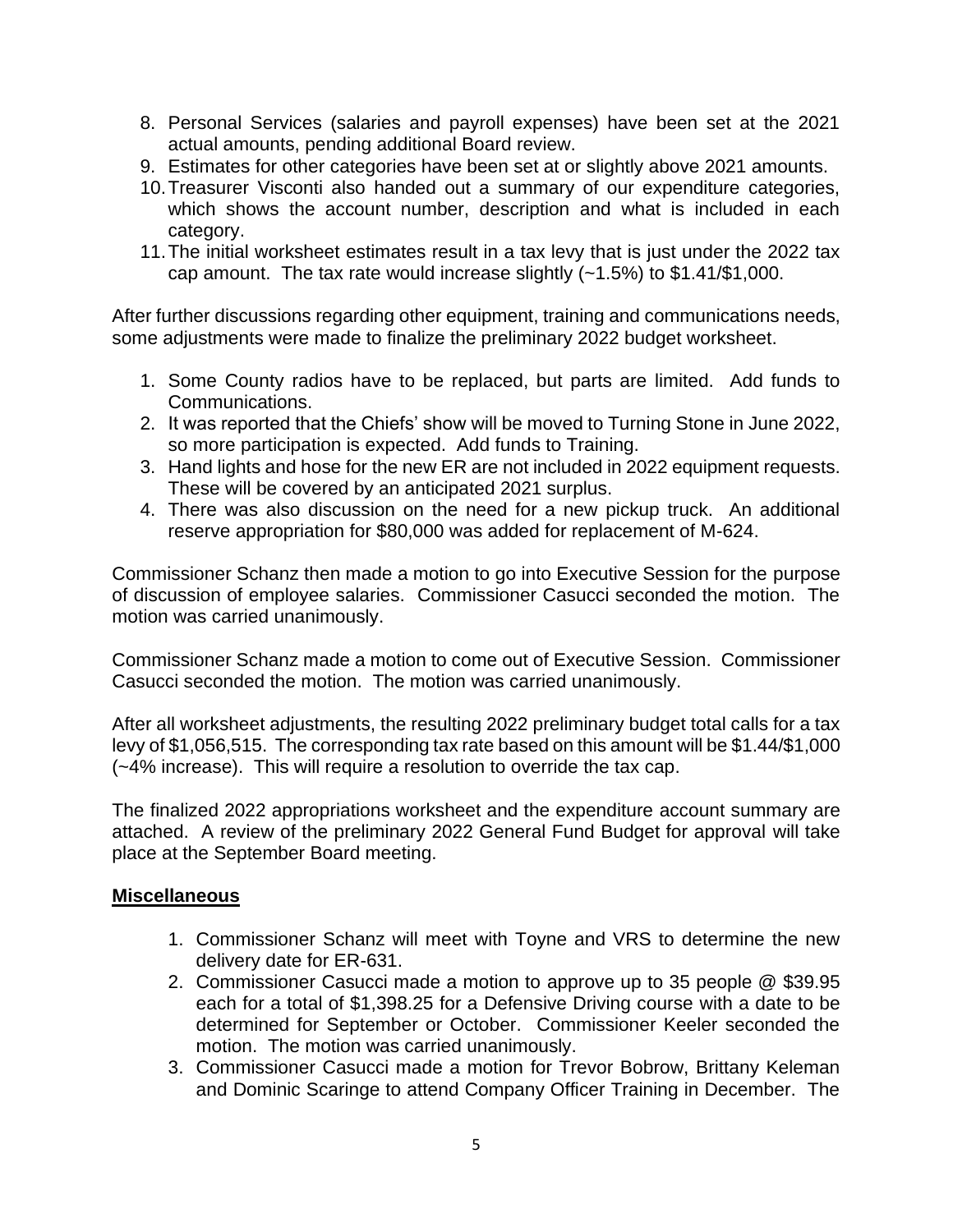8. Personal Services (salaries and payroll expenses) have been set at the 2021 actual amounts, pending additional Board review.
9. Estimates for other categories have been set at or slightly above 2021 amounts.
10. Treasurer Visconti also handed out a summary of our expenditure categories, which shows the account number, description and what is included in each category.
11. The initial worksheet estimates result in a tax levy that is just under the 2022 tax cap amount. The tax rate would increase slightly (~1.5%) to $1.41/$1,000.

After further discussions regarding other equipment, training and communications needs, some adjustments were made to finalize the preliminary 2022 budget worksheet.

1. Some County radios have to be replaced, but parts are limited. Add funds to Communications.
2. It was reported that the Chiefs' show will be moved to Turning Stone in June 2022, so more participation is expected. Add funds to Training.
3. Hand lights and hose for the new ER are not included in 2022 equipment requests. These will be covered by an anticipated 2021 surplus.
4. There was also discussion on the need for a new pickup truck. An additional reserve appropriation for $80,000 was added for replacement of M-624.

Commissioner Schanz then made a motion to go into Executive Session for the purpose of discussion of employee salaries. Commissioner Casucci seconded the motion. The motion was carried unanimously.

Commissioner Schanz made a motion to come out of Executive Session. Commissioner Casucci seconded the motion. The motion was carried unanimously.

After all worksheet adjustments, the resulting 2022 preliminary budget total calls for a tax levy of $1,056,515. The corresponding tax rate based on this amount will be $1.44/$1,000 (~4% increase). This will require a resolution to override the tax cap.

The finalized 2022 appropriations worksheet and the expenditure account summary are attached. A review of the preliminary 2022 General Fund Budget for approval will take place at the September Board meeting.

**Miscellaneous**

1. Commissioner Schanz will meet with Toyne and VRS to determine the new delivery date for ER-631.
2. Commissioner Casucci made a motion to approve up to 35 people @ $39.95 each for a total of $1,398.25 for a Defensive Driving course with a date to be determined for September or October. Commissioner Keeler seconded the motion. The motion was carried unanimously.
3. Commissioner Casucci made a motion for Trevor Bobrow, Brittany Keleman and Dominic Scaringe to attend Company Officer Training in December. The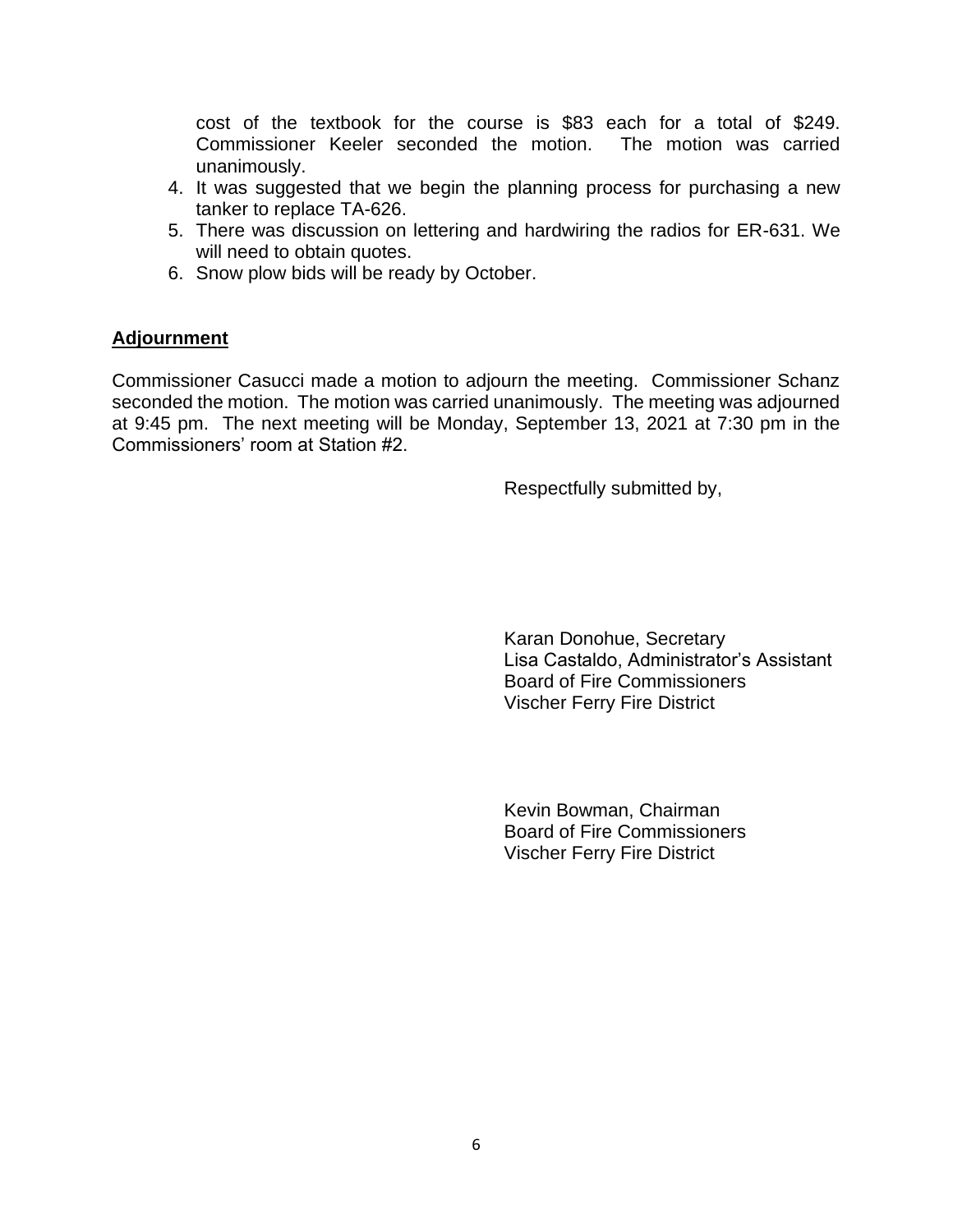cost of the textbook for the course is $83 each for a total of $249. Commissioner Keeler seconded the motion. The motion was carried unanimously.

4. It was suggested that we begin the planning process for purchasing a new tanker to replace TA-626.
5. There was discussion on lettering and hardwiring the radios for ER-631. We will need to obtain quotes.
6. Snow plow bids will be ready by October.

## Adjournment

Commissioner Casucci made a motion to adjourn the meeting. Commissioner Schanz seconded the motion. The motion was carried unanimously. The meeting was adjourned at 9:45 pm. The next meeting will be Monday, September 13, 2021 at 7:30 pm in the Commissioners' room at Station #2.

Respectfully submitted by,

Karan Donohue, Secretary
Lisa Castaldo, Administrator's Assistant
Board of Fire Commissioners
Vischer Ferry Fire District

Kevin Bowman, Chairman
Board of Fire Commissioners
Vischer Ferry Fire District